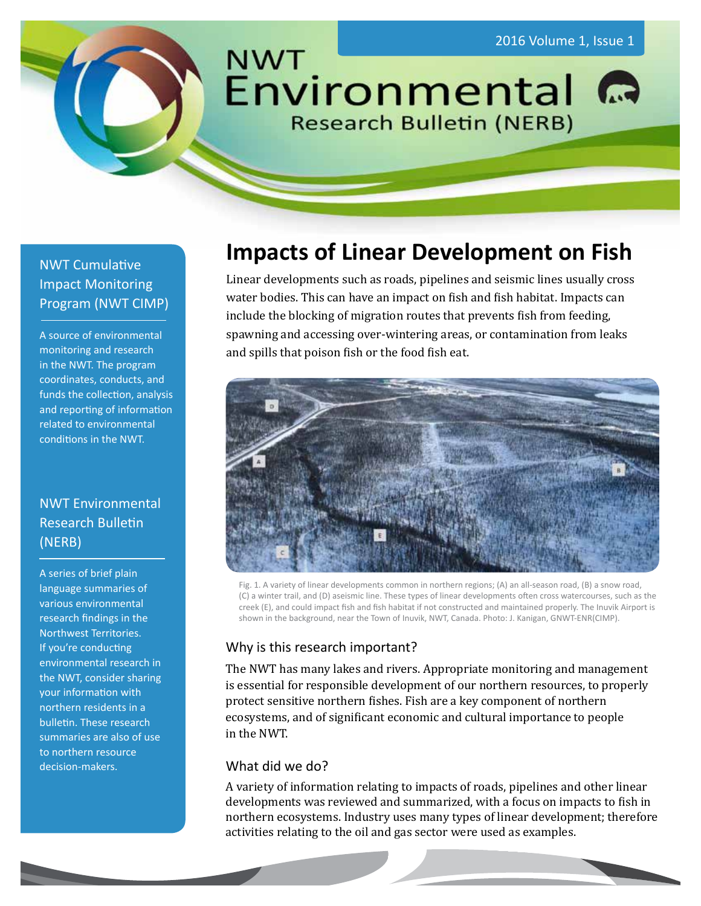# NWT Environmental Research Bulletin (NERB)

2016 Volume 1, Issue 1

## NWT Cumulative Impact Monitoring Program (NWT CIMP)

A source of environmental monitoring and research in the NWT. The program coordinates, conducts, and funds the collection, analysis and reporting of information related to environmental conditions in the NWT.

## NWT Environmental Research Bulletin (NERB)

A series of brief plain language summaries of various environmental research findings in the Northwest Territories. If you're conducting environmental research in the NWT, consider sharing your information with northern residents in a bulletin. These research summaries are also of use to northern resource decision-makers.

# Impacts of Linear Development on Fish

Linear developments such as roads, pipelines and seismic lines usually cross water bodies. This can have an impact on fish and fish habitat. Impacts can include the blocking of migration routes that prevents fish from feeding, spawning and accessing over-wintering areas, or contamination from leaks and spills that poison fish or the food fish eat.

Fig. 1. A variety of linear developments common in northern regions; (A) an all-season road, (B) a snow road, (C) a winter trail, and (D) aseismic line. These types of linear developments often cross watercourses, such as the creek (E), and could impact fish and fish habitat if not constructed and maintained properly. The Inuvik Airport is shown in the background, near the Town of Inuvik, NWT, Canada. Photo: J. Kanigan, GNWT-ENR(CIMP).

### Why is this research important?

The NWT has many lakes and rivers. Appropriate monitoring and management is essential for responsible development of our northern resources, to properly protect sensitive northern fishes. Fish are a key component of northern ecosystems, and of significant economic and cultural importance to people in the NWT.

### What did we do?

A variety of information relating to impacts of roads, pipelines and other linear developments was reviewed and summarized, with a focus on impacts to fish in northern ecosystems. Industry uses many types of linear development; therefore activities relating to the oil and gas sector were used as examples.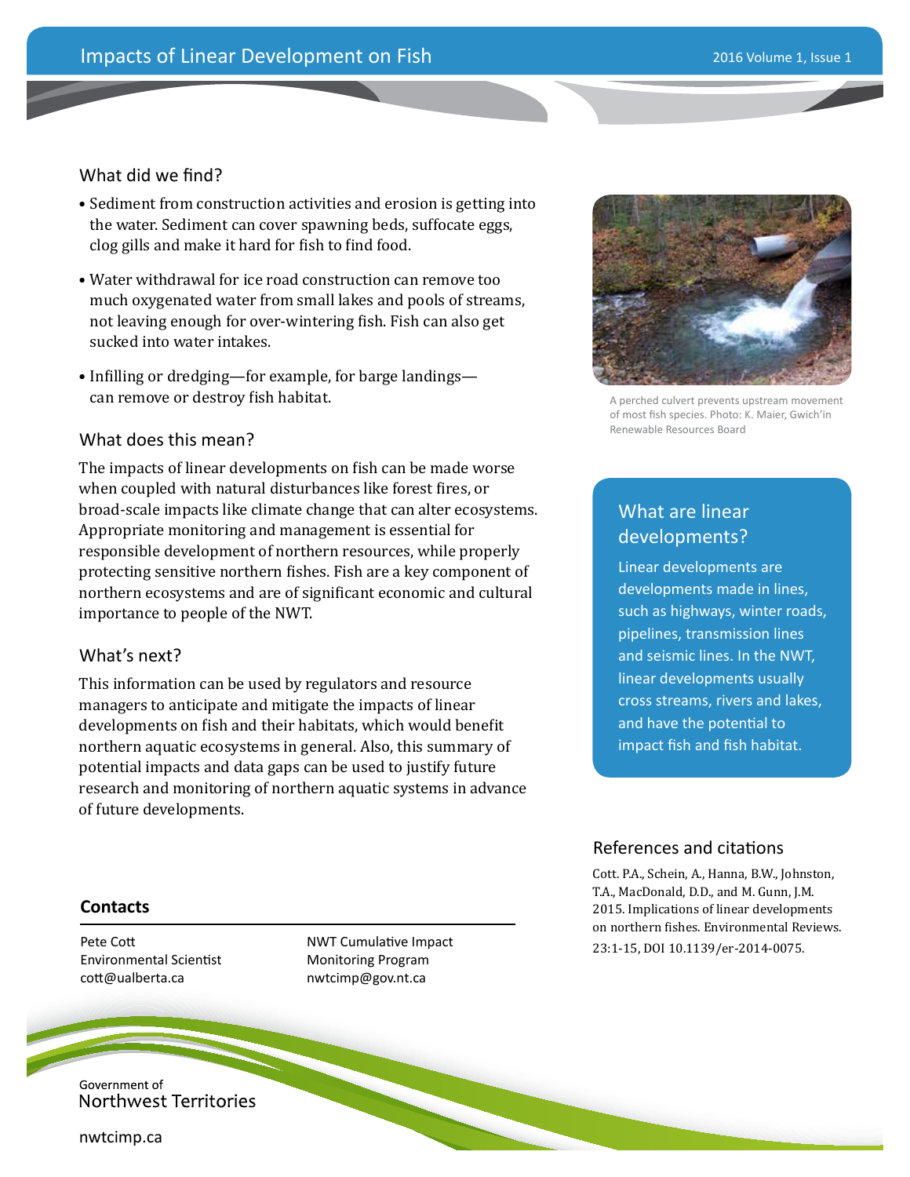## What did we find?

- Sediment from construction activities and erosion is getting into the water. Sediment can cover spawning beds, suffocate eggs, clog gills and make it hard for fish to find food.
- Water withdrawal for ice road construction can remove too much oxygenated water from small lakes and pools of streams, not leaving enough for over-wintering fish. Fish can also get sucked into water intakes.
- Infilling or dredging—for example, for barge landings—can remove or destroy fish habitat.

A perched culvert prevents upstream movement of most fish species. Photo: K. Maier, Gwich'in Renewable Resources Board

## What does this mean?

The impacts of linear developments on fish can be made worse when coupled with natural disturbances like forest fires, or broad-scale impacts like climate change that can alter ecosystems. Appropriate monitoring and management is essential for responsible development of northern resources, while properly protecting sensitive northern fishes. Fish are a key component of northern ecosystems and are of significant economic and cultural importance to people of the NWT.

## What's next?

This information can be used by regulators and resource managers to anticipate and mitigate the impacts of linear developments on fish and their habitats, which would benefit northern aquatic ecosystems in general. Also, this summary of potential impacts and data gaps can be used to justify future research and monitoring of northern aquatic systems in advance of future developments.

## What are linear developments?

Linear developments are developments made in lines, such as highways, winter roads, pipelines, transmission lines and seismic lines. In the NWT, linear developments usually cross streams, rivers and lakes, and have the potential to impact fish and fish habitat.

## References and citations

Cott. P.A., Schein, A., Hanna, B.W., Johnston, T.A., MacDonald, D.D., and M. Gunn, J.M. 2015. Implications of linear developments on northern fishes. Environmental Reviews. 23:1-15, DOI 10.1139/er-2014-0075.

## Contacts

Pete Cott
Environmental Scientist
cott@ualberta.ca

NWT Cumulative Impact Monitoring Program
nwtcimp@gov.nt.ca

Government of Northwest Territories

nwtcimp.ca